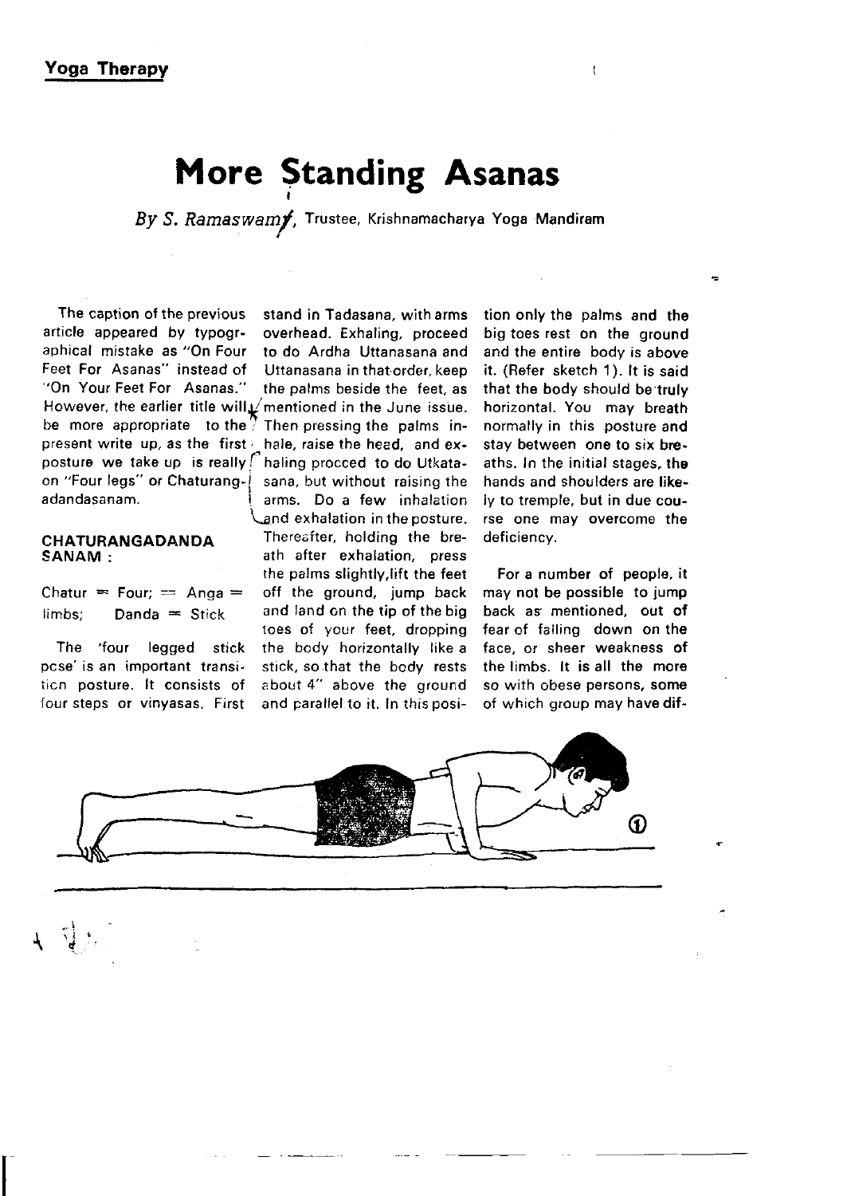# More Standing Asanas

*By S. Ramaswamy*, Trustee, Krishnamacharya Yoga Mandiram

The caption of the previous article appeared by typographical mistake as "On Four Feet For Asanas" instead of "On Your Feet For Asanas." However, the earlier title will be more appropriate to the present write up, as the first posture we take up is really on "Four legs" or Chaturangadandasanam.

## CHATURANGADANDASANAM :

Chatur = Four; = Anga = limbs; Danda = Stick

The 'four legged stick pose' is an important transition posture. It consists of four steps or vinyasas. First stand in Tadasana, with arms overhead. Exhaling, proceed to do Ardha Uttanasana and Uttanasana in that order, keep the palms beside the feet, as mentioned in the June issue. Then pressing the palms inhale, raise the head, and exhaling procced to do Utkatasana, but without raising the arms. Do a few inhalation and exhalation in the posture. Thereafter, holding the breath after exhalation, press the palms slightly, lift the feet off the ground, jump back and land on the tip of the big toes of your feet, dropping the body horizontally like a stick, so that the body rests about 4" above the ground and parallel to it. In this position only the palms and the big toes rest on the ground and the entire body is above it. (Refer sketch 1). It is said that the body should be truly horizontal. You may breath normally in this posture and stay between one to six breaths. In the initial stages, the hands and shoulders are likely to temple, but in due course one may overcome the deficiency.

For a number of people, it may not be possible to jump back as mentioned, out of fear of falling down on the face, or sheer weakness of the limbs. It is all the more so with obese persons, some of which group may have dif-

①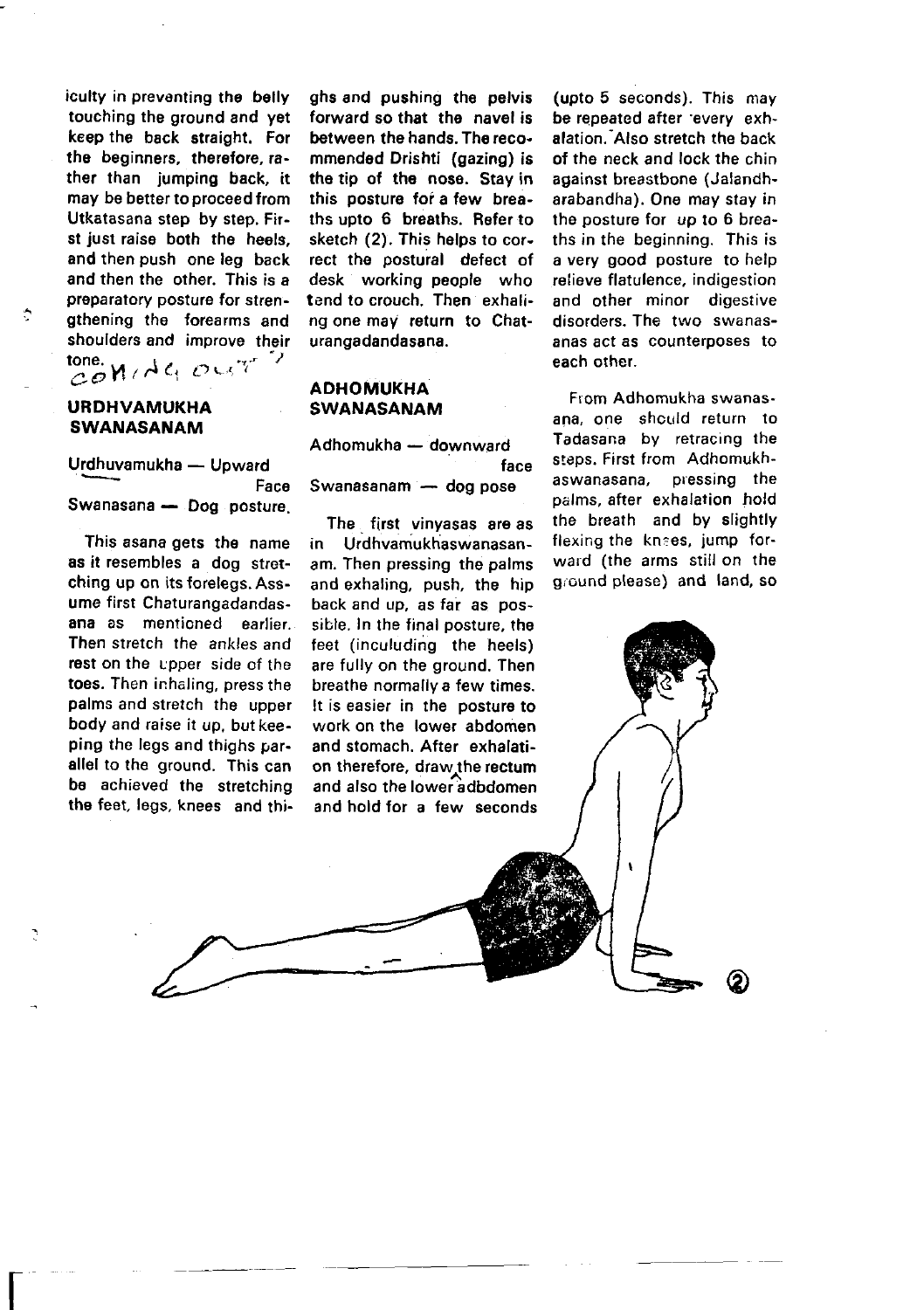iculty in preventing the belly touching the ground and yet keep the back straight. For the beginners, therefore, rather than jumping back, it may be better to proceed from Utkatasana step by step. First just raise both the heels, and then push one leg back and then the other. This is a preparatory posture for strengthening the forearms and shoulders and improve their tone.

## URDHVAMUKHA SWANASANAM

Urdhuvamukha — Upward Face
Swanasana — Dog posture.

This asana gets the name as it resembles a dog stretching up on its forelegs. Assume first Chaturangadandasana as mentioned earlier. Then stretch the ankles and rest on the upper side of the toes. Then inhaling, press the palms and stretch the upper body and raise it up, but keeping the legs and thighs parallel to the ground. This can be achieved the stretching the feet, legs, knees and thighs and pushing the pelvis forward so that the navel is between the hands. The recommended Drishti (gazing) is the tip of the nose. Stay in this posture for a few breaths upto 6 breaths. Refer to sketch (2). This helps to correct the postural defect of desk working people who tend to crouch. Then exhaling one may return to Chaturangadandasana.

## ADHOMUKHA SWANASANAM

Adhomukha — downward face
Swanasanam — dog pose

The first vinyasas are as in Urdhvamukhaswanasanam. Then pressing the palms and exhaling, push, the hip back and up, as far as possible. In the final posture, the feet (inculuding the heels) are fully on the ground. Then breathe normally a few times. It is easier in the posture to work on the lower abdomen and stomach. After exhalation therefore, draw the rectum and also the lower adbdomen and hold for a few seconds (upto 5 seconds). This may be repeated after every exhalation. Also stretch the back of the neck and lock the chin against breastbone (Jalandharabandha). One may stay in the posture for up to 6 breaths in the beginning. This is a very good posture to help relieve flatulence, indigestion and other minor digestive disorders. The two swanasanas act as counterposes to each other.

From Adhomukha swanasana, one should return to Tadasana by retracing the steps. First from Adhomukhaswanasana, pressing the palms, after exhalation hold the breath and by slightly flexing the knees, jump forward (the arms still on the ground please) and land, so

②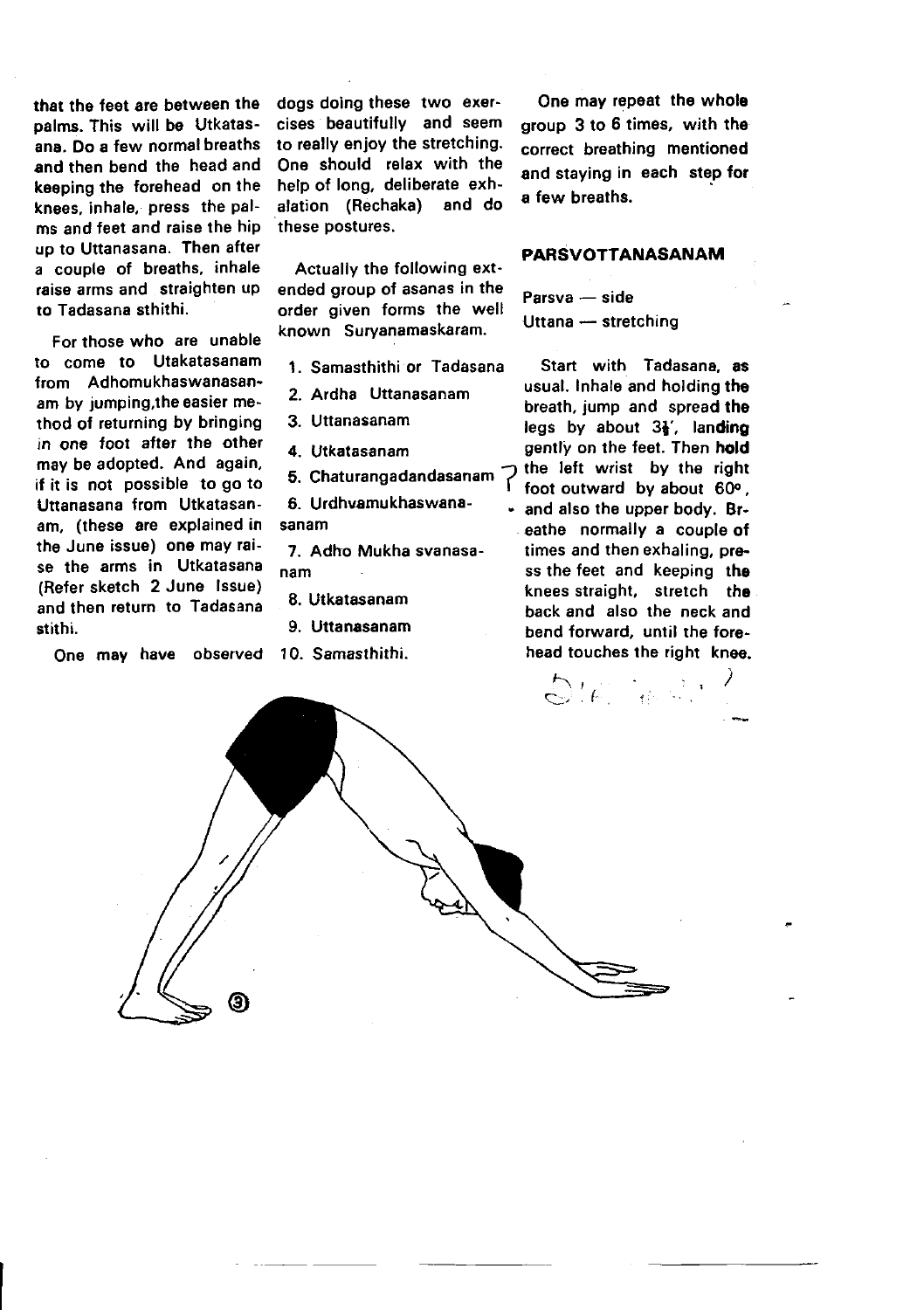that the feet are between the palms. This will be Utkatasana. Do a few normal breaths and then bend the head and keeping the forehead on the knees, inhale, press the palms and feet and raise the hip up to Uttanasana. Then after a couple of breaths, inhale raise arms and straighten up to Tadasana sthithi.

For those who are unable to come to Utakatasanam from Adhomukhaswanasanam by jumping, the easier method of returning by bringing in one foot after the other may be adopted. And again, if it is not possible to go to Uttanasana from Utkatasanam, (these are explained in the June issue) one may raise the arms in Utkatasana (Refer sketch 2 June Issue) and then return to Tadasana stithi.

One may have observed dogs doing these two exercises beautifully and seem to really enjoy the stretching. One should relax with the help of long, deliberate exhalation (Rechaka) and do these postures.

Actually the following extended group of asanas in the order given forms the well known Suryanamaskaram.

1. Samasthithi or Tadasana
2. Ardha Uttanasanam
3. Uttanasanam
4. Utkatasanam
5. Chaturangadandasanam
6. Urdhvamukhaswanasanam
7. Adho Mukha svanasanam
8. Utkatasanam
9. Uttanasanam
10. Samasthithi.

One may repeat the whole group 3 to 6 times, with the correct breathing mentioned and staying in each step for a few breaths.

## PARSVOTTANASANAM

Parsva — side
Uttana — stretching

Start with Tadasana, as usual. Inhale and holding the breath, jump and spread the legs by about 3½', landing gently on the feet. Then hold the left wrist by the right foot outward by about 60°, and also the upper body. Breathe normally a couple of times and then exhaling, press the feet and keeping the knees straight, stretch the back and also the neck and bend forward, until the forehead touches the right knee.

③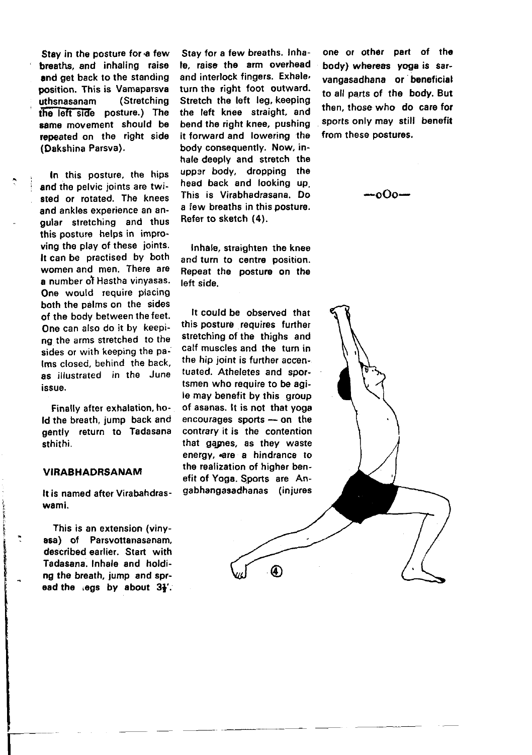Stay in the posture for a few breaths, and inhaling raise and get back to the standing position. This is Vamaparsva uthsnasanam (Stretching the left side posture.) The same movement should be repeated on the right side (Dakshina Parsva).

In this posture, the hips and the pelvic joints are twisted or rotated. The knees and ankles experience an angular stretching and thus this posture helps in improving the play of these joints. It can be practised by both women and men. There are a number of Hastha vinyasas. One would require placing both the palms on the sides of the body between the feet. One can also do it by keeping the arms stretched to the sides or with keeping the palms closed, behind the back, as illustrated in the June issue.

Finally after exhalation, hold the breath, jump back and gently return to Tadasana sthithi.

### VIRABHADRSANAM

It is named after Virabahdraswami.

This is an extension (vinyasa) of Parsvottanasanam, described earlier. Start with Tadasana. Inhale and holding the breath, jump and spread the legs by about 3½'. Stay for a few breaths. Inhale, raise the arm overhead and interlock fingers. Exhale, turn the right foot outward. Stretch the left leg, keeping the left knee straight, and bend the right knee, pushing it forward and lowering the body consequently. Now, inhale deeply and stretch the upper body, dropping the head back and looking up. This is Virabhadrasana. Do a few breaths in this posture. Refer to sketch (4).

Inhale, straighten the knee and turn to centre position. Repeat the posture on the left side.

It could be observed that this posture requires further stretching of the thighs and calf muscles and the turn in the hip joint is further accentuated. Atheletes and sportsmen who require to be agile may benefit by this group of asanas. It is not that yoga encourages sports — on the contrary it is the contention that games, as they waste energy, are a hindrance to the realization of higher benefit of Yoga. Sports are Angabhangasadhanas (injures one or other part of the body) whereas yoga is sarvangasadhana or beneficial to all parts of the body. But then, those who do care for sports only may still benefit from these postures.

—oOo—

④